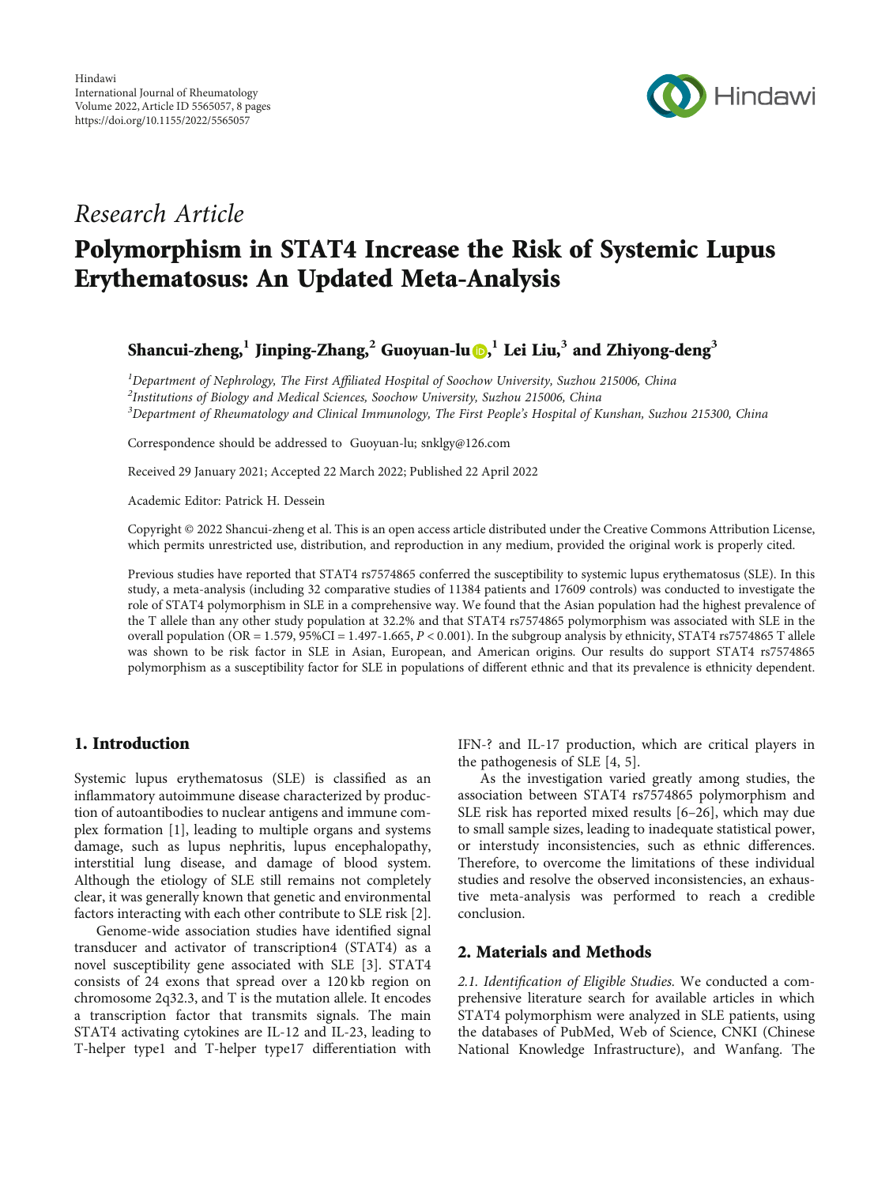Research Article

# Polymorphism in STAT4 Increase the Risk of Systemic Lupus Erythematosus: An Updated Meta-Analysis

**Shancui-zheng,[1] Jinping-Zhang,[2] Guoyuan-lu,[1] Lei Liu,[3] and Zhiyong-deng[3]**

[1] *Department of Nephrology, The First Affiliated Hospital of Soochow University, Suzhou 215006, China*
[2] *Institutions of Biology and Medical Sciences, Soochow University, Suzhou 215006, China*
[3] *Department of Rheumatology and Clinical Immunology, The First People's Hospital of Kunshan, Suzhou 215300, China*

Correspondence should be addressed to Guoyuan-lu; snklgy@126.com

Received 29 January 2021; Accepted 22 March 2022; Published 22 April 2022

Academic Editor: Patrick H. Dessein

Copyright © 2022 Shancui-zheng et al. This is an open access article distributed under the Creative Commons Attribution License, which permits unrestricted use, distribution, and reproduction in any medium, provided the original work is properly cited.

Previous studies have reported that STAT4 rs7574865 conferred the susceptibility to systemic lupus erythematosus (SLE). In this study, a meta-analysis (including 32 comparative studies of 11384 patients and 17609 controls) was conducted to investigate the role of STAT4 polymorphism in SLE in a comprehensive way. We found that the Asian population had the highest prevalence of the T allele than any other study population at 32.2% and that STAT4 rs7574865 polymorphism was associated with SLE in the overall population (OR = 1.579, 95%CI = 1.497-1.665, $P < 0.001$). In the subgroup analysis by ethnicity, STAT4 rs7574865 T allele was shown to be risk factor in SLE in Asian, European, and American origins. Our results do support STAT4 rs7574865 polymorphism as a susceptibility factor for SLE in populations of different ethnic and that its prevalence is ethnicity dependent.

## 1. Introduction

Systemic lupus erythematosus (SLE) is classified as an inflammatory autoimmune disease characterized by production of autoantibodies to nuclear antigens and immune complex formation [1], leading to multiple organs and systems damage, such as lupus nephritis, lupus encephalopathy, interstitial lung disease, and damage of blood system. Although the etiology of SLE still remains not completely clear, it was generally known that genetic and environmental factors interacting with each other contribute to SLE risk [2].

Genome-wide association studies have identified signal transducer and activator of transcription4 (STAT4) as a novel susceptibility gene associated with SLE [3]. STAT4 consists of 24 exons that spread over a 120 kb region on chromosome 2q32.3, and T is the mutation allele. It encodes a transcription factor that transmits signals. The main STAT4 activating cytokines are IL-12 and IL-23, leading to T-helper type1 and T-helper type17 differentiation with IFN-? and IL-17 production, which are critical players in the pathogenesis of SLE [4, 5].

As the investigation varied greatly among studies, the association between STAT4 rs7574865 polymorphism and SLE risk has reported mixed results [6–26], which may due to small sample sizes, leading to inadequate statistical power, or interstudy inconsistencies, such as ethnic differences. Therefore, to overcome the limitations of these individual studies and resolve the observed inconsistencies, an exhaustive meta-analysis was performed to reach a credible conclusion.

## 2. Materials and Methods

*2.1. Identification of Eligible Studies.* We conducted a comprehensive literature search for available articles in which STAT4 polymorphism were analyzed in SLE patients, using the databases of PubMed, Web of Science, CNKI (Chinese National Knowledge Infrastructure), and Wanfang. The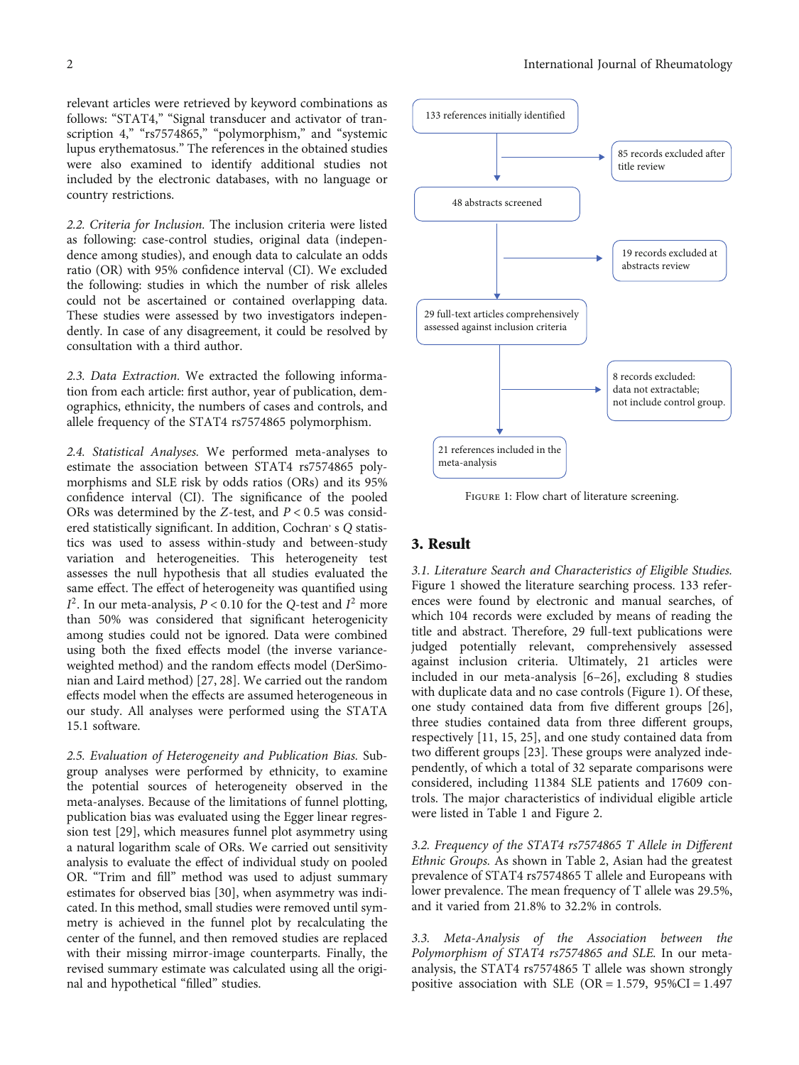relevant articles were retrieved by keyword combinations as follows: "STAT4," "Signal transducer and activator of transcription 4," "rs7574865," "polymorphism," and "systemic lupus erythematosus." The references in the obtained studies were also examined to identify additional studies not included by the electronic databases, with no language or country restrictions.

*2.2. Criteria for Inclusion.* The inclusion criteria were listed as following: case-control studies, original data (independence among studies), and enough data to calculate an odds ratio (OR) with 95% confidence interval (CI). We excluded the following: studies in which the number of risk alleles could not be ascertained or contained overlapping data. These studies were assessed by two investigators independently. In case of any disagreement, it could be resolved by consultation with a third author.

*2.3. Data Extraction.* We extracted the following information from each article: first author, year of publication, demographics, ethnicity, the numbers of cases and controls, and allele frequency of the STAT4 rs7574865 polymorphism.

*2.4. Statistical Analyses.* We performed meta-analyses to estimate the association between STAT4 rs7574865 polymorphisms and SLE risk by odds ratios (ORs) and its 95% confidence interval (CI). The significance of the pooled ORs was determined by the $Z$-test, and $P < 0.5$ was considered statistically significant. In addition, Cochran' s $Q$ statistics was used to assess within-study and between-study variation and heterogeneities. This heterogeneity test assesses the null hypothesis that all studies evaluated the same effect. The effect of heterogeneity was quantified using $I^2$. In our meta-analysis, $P < 0.10$ for the $Q$-test and $I^2$ more than 50% was considered that significant heterogeneity among studies could not be ignored. Data were combined using both the fixed effects model (the inverse variance-weighted method) and the random effects model (DerSimonian and Laird method) [27, 28]. We carried out the random effects model when the effects are assumed heterogeneous in our study. All analyses were performed using the STATA 15.1 software.

*2.5. Evaluation of Heterogeneity and Publication Bias.* Subgroup analyses were performed by ethnicity, to examine the potential sources of heterogeneity observed in the meta-analyses. Because of the limitations of funnel plotting, publication bias was evaluated using the Egger linear regression test [29], which measures funnel plot asymmetry using a natural logarithm scale of ORs. We carried out sensitivity analysis to evaluate the effect of individual study on pooled OR. "Trim and fill" method was used to adjust summary estimates for observed bias [30], when asymmetry was indicated. In this method, small studies were removed until symmetry is achieved in the funnel plot by recalculating the center of the funnel, and then removed studies are replaced with their missing mirror-image counterparts. Finally, the revised summary estimate was calculated using all the original and hypothetical "filled" studies.

133 references initially identified → 85 records excluded after title review

48 abstracts screened → 19 records excluded at abstracts review

29 full-text articles comprehensively assessed against inclusion criteria → 8 records excluded: data not extractable; not include control group.

21 references included in the meta-analysis

Figure 1: Flow chart of literature screening.

## 3. Result

*3.1. Literature Search and Characteristics of Eligible Studies.* Figure 1 showed the literature searching process. 133 references were found by electronic and manual searches, of which 104 records were excluded by means of reading the title and abstract. Therefore, 29 full-text publications were judged potentially relevant, comprehensively assessed against inclusion criteria. Ultimately, 21 articles were included in our meta-analysis [6–26], excluding 8 studies with duplicate data and no case controls (Figure 1). Of these, one study contained data from five different groups [26], three studies contained data from three different groups, respectively [11, 15, 25], and one study contained data from two different groups [23]. These groups were analyzed independently, of which a total of 32 separate comparisons were considered, including 11384 SLE patients and 17609 controls. The major characteristics of individual eligible article were listed in Table 1 and Figure 2.

*3.2. Frequency of the STAT4 rs7574865 T Allele in Different Ethnic Groups.* As shown in Table 2, Asian had the greatest prevalence of STAT4 rs7574865 T allele and Europeans with lower prevalence. The mean frequency of T allele was 29.5%, and it varied from 21.8% to 32.2% in controls.

*3.3. Meta-Analysis of the Association between the Polymorphism of STAT4 rs7574865 and SLE.* In our meta-analysis, the STAT4 rs7574865 T allele was shown strongly positive association with SLE (OR = 1.579, 95%CI = 1.497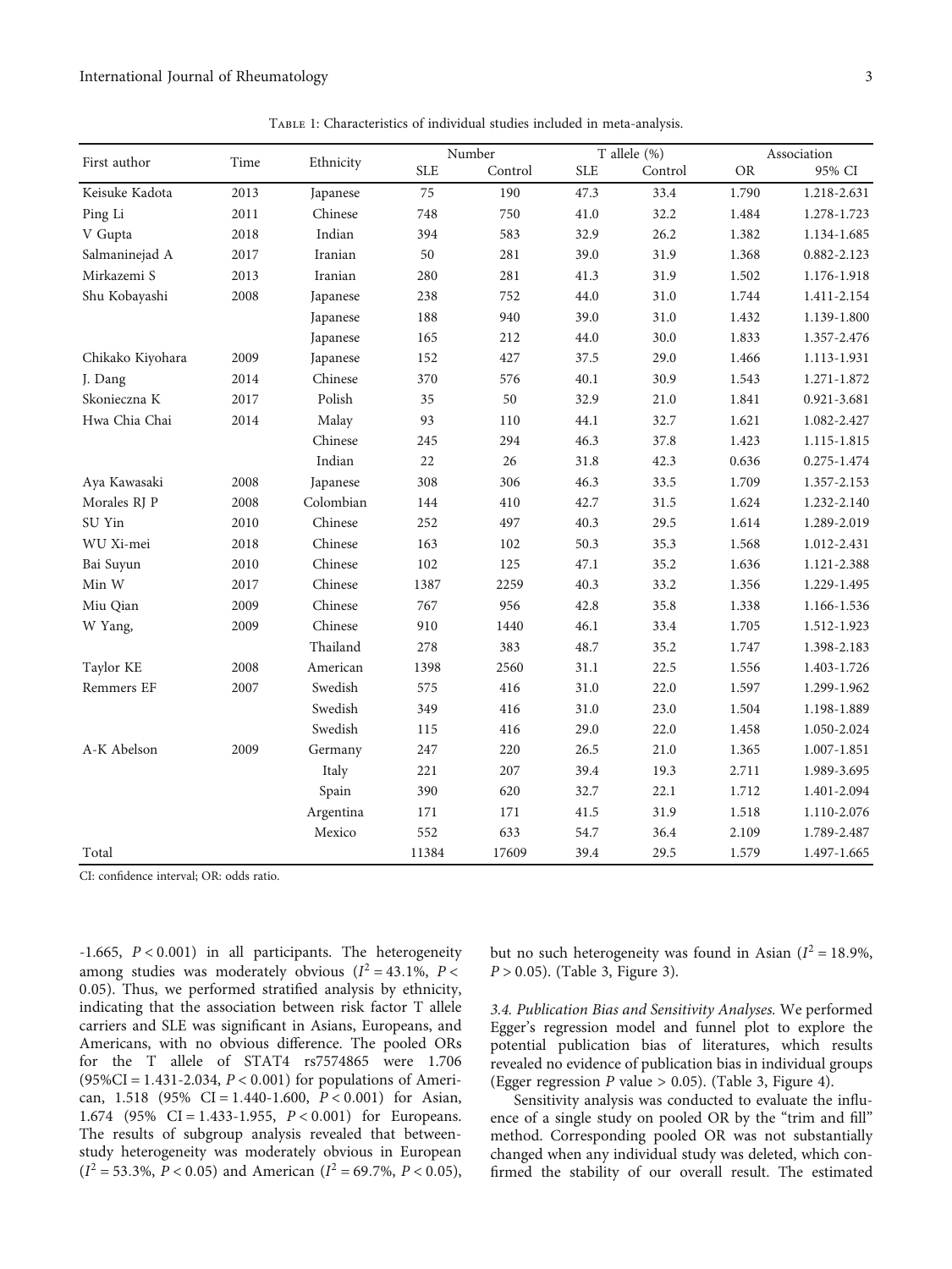Table 1: Characteristics of individual studies included in meta-analysis.

| First author | Time | Ethnicity | Number | | T allele (%) | | Association | |
|---|---|---|---|---|---|---|---|---|
| | | | SLE | Control | SLE | Control | OR | 95% CI |
| Keisuke Kadota | 2013 | Japanese | 75 | 190 | 47.3 | 33.4 | 1.790 | 1.218-2.631 |
| Ping Li | 2011 | Chinese | 748 | 750 | 41.0 | 32.2 | 1.484 | 1.278-1.723 |
| V Gupta | 2018 | Indian | 394 | 583 | 32.9 | 26.2 | 1.382 | 1.134-1.685 |
| Salmaninejad A | 2017 | Iranian | 50 | 281 | 39.0 | 31.9 | 1.368 | 0.882-2.123 |
| Mirkazemi S | 2013 | Iranian | 280 | 281 | 41.3 | 31.9 | 1.502 | 1.176-1.918 |
| Shu Kobayashi | 2008 | Japanese | 238 | 752 | 44.0 | 31.0 | 1.744 | 1.411-2.154 |
| | | Japanese | 188 | 940 | 39.0 | 31.0 | 1.432 | 1.139-1.800 |
| | | Japanese | 165 | 212 | 44.0 | 30.0 | 1.833 | 1.357-2.476 |
| Chikako Kiyohara | 2009 | Japanese | 152 | 427 | 37.5 | 29.0 | 1.466 | 1.113-1.931 |
| J. Dang | 2014 | Chinese | 370 | 576 | 40.1 | 30.9 | 1.543 | 1.271-1.872 |
| Skonieczna K | 2017 | Polish | 35 | 50 | 32.9 | 21.0 | 1.841 | 0.921-3.681 |
| Hwa Chia Chai | 2014 | Malay | 93 | 110 | 44.1 | 32.7 | 1.621 | 1.082-2.427 |
| | | Chinese | 245 | 294 | 46.3 | 37.8 | 1.423 | 1.115-1.815 |
| | | Indian | 22 | 26 | 31.8 | 42.3 | 0.636 | 0.275-1.474 |
| Aya Kawasaki | 2008 | Japanese | 308 | 306 | 46.3 | 33.5 | 1.709 | 1.357-2.153 |
| Morales RJ P | 2008 | Colombian | 144 | 410 | 42.7 | 31.5 | 1.624 | 1.232-2.140 |
| SU Yin | 2010 | Chinese | 252 | 497 | 40.3 | 29.5 | 1.614 | 1.289-2.019 |
| WU Xi-mei | 2018 | Chinese | 163 | 102 | 50.3 | 35.3 | 1.568 | 1.012-2.431 |
| Bai Suyun | 2010 | Chinese | 102 | 125 | 47.1 | 35.2 | 1.636 | 1.121-2.388 |
| Min W | 2017 | Chinese | 1387 | 2259 | 40.3 | 33.2 | 1.356 | 1.229-1.495 |
| Miu Qian | 2009 | Chinese | 767 | 956 | 42.8 | 35.8 | 1.338 | 1.166-1.536 |
| W Yang, | 2009 | Chinese | 910 | 1440 | 46.1 | 33.4 | 1.705 | 1.512-1.923 |
| | | Thailand | 278 | 383 | 48.7 | 35.2 | 1.747 | 1.398-2.183 |
| Taylor KE | 2008 | American | 1398 | 2560 | 31.1 | 22.5 | 1.556 | 1.403-1.726 |
| Remmers EF | 2007 | Swedish | 575 | 416 | 31.0 | 22.0 | 1.597 | 1.299-1.962 |
| | | Swedish | 349 | 416 | 31.0 | 23.0 | 1.504 | 1.198-1.889 |
| | | Swedish | 115 | 416 | 29.0 | 22.0 | 1.458 | 1.050-2.024 |
| A-K Abelson | 2009 | Germany | 247 | 220 | 26.5 | 21.0 | 1.365 | 1.007-1.851 |
| | | Italy | 221 | 207 | 39.4 | 19.3 | 2.711 | 1.989-3.695 |
| | | Spain | 390 | 620 | 32.7 | 22.1 | 1.712 | 1.401-2.094 |
| | | Argentina | 171 | 171 | 41.5 | 31.9 | 1.518 | 1.110-2.076 |
| | | Mexico | 552 | 633 | 54.7 | 36.4 | 2.109 | 1.789-2.487 |
| Total | | | 11384 | 17609 | 39.4 | 29.5 | 1.579 | 1.497-1.665 |

CI: confidence interval; OR: odds ratio.

-1.665, $P < 0.001$) in all participants. The heterogeneity among studies was moderately obvious ($I^2 = 43.1\%$, $P < 0.05$). Thus, we performed stratified analysis by ethnicity, indicating that the association between risk factor T allele carriers and SLE was significant in Asians, Europeans, and Americans, with no obvious difference. The pooled ORs for the T allele of STAT4 rs7574865 were 1.706 ($95\%\text{CI} = 1.431\text{-}2.034$, $P < 0.001$) for populations of American, 1.518 ($95\%\ \text{CI} = 1.440\text{-}1.600$, $P < 0.001$) for Asian, 1.674 ($95\%\ \text{CI} = 1.433\text{-}1.955$, $P < 0.001$) for Europeans. The results of subgroup analysis revealed that between-study heterogeneity was moderately obvious in European ($I^2 = 53.3\%$, $P < 0.05$) and American ($I^2 = 69.7\%$, $P < 0.05$), but no such heterogeneity was found in Asian ($I^2 = 18.9\%$, $P > 0.05$). (Table 3, Figure 3).

*3.4. Publication Bias and Sensitivity Analyses.* We performed Egger's regression model and funnel plot to explore the potential publication bias of literatures, which results revealed no evidence of publication bias in individual groups (Egger regression $P$ value > 0.05). (Table 3, Figure 4).

Sensitivity analysis was conducted to evaluate the influence of a single study on pooled OR by the "trim and fill" method. Corresponding pooled OR was not substantially changed when any individual study was deleted, which confirmed the stability of our overall result. The estimated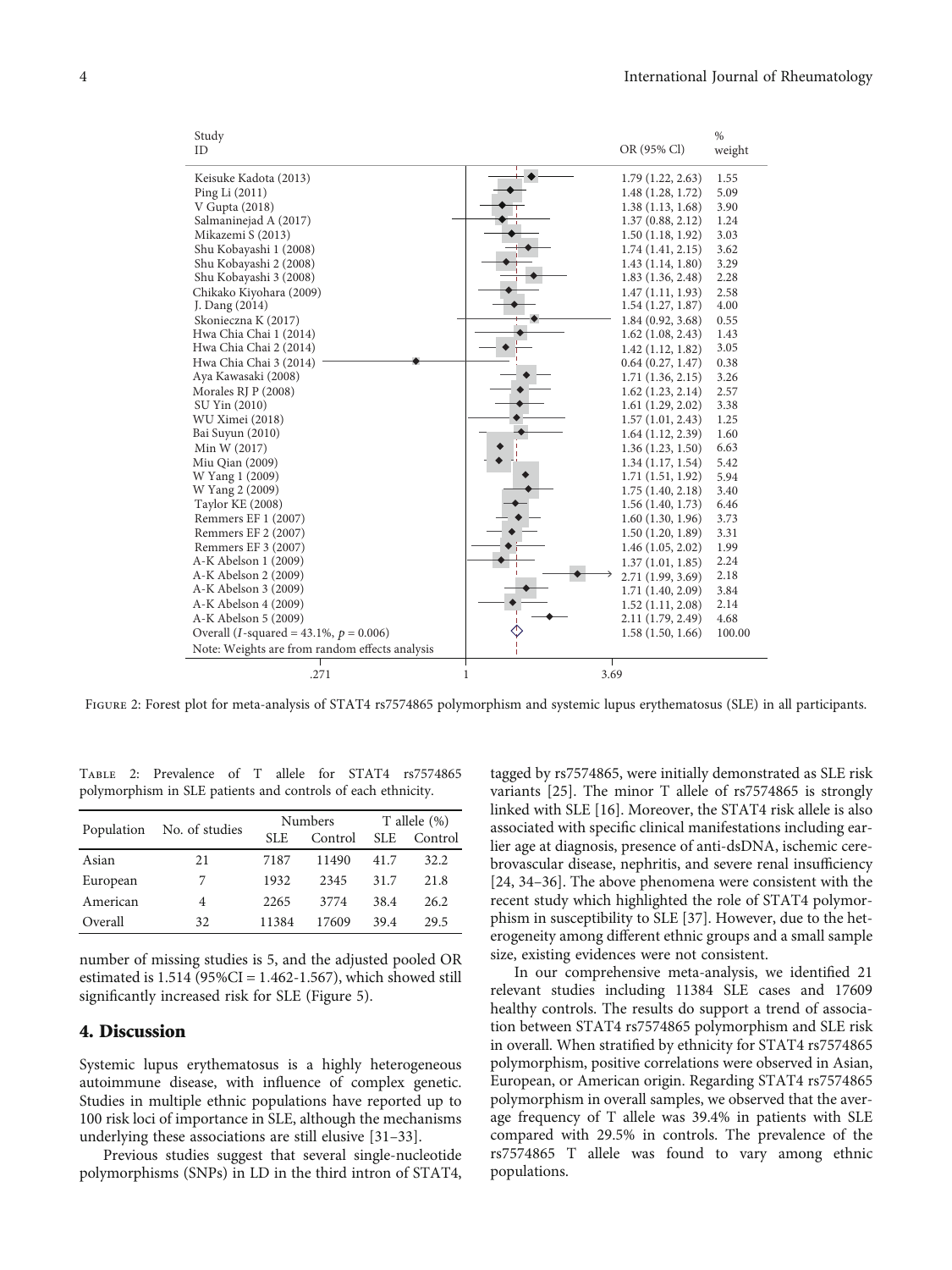| Study ID | OR (95% CI) | % weight |
|---|---|---|
| Keisuke Kadota (2013) | 1.79 (1.22, 2.63) | 1.55 |
| Ping Li (2011) | 1.48 (1.28, 1.72) | 5.09 |
| V Gupta (2018) | 1.38 (1.13, 1.68) | 3.90 |
| Salmaninejad A (2017) | 1.37 (0.88, 2.12) | 1.24 |
| Mikazemi S (2013) | 1.50 (1.18, 1.92) | 3.03 |
| Shu Kobayashi 1 (2008) | 1.74 (1.41, 2.15) | 3.62 |
| Shu Kobayashi 2 (2008) | 1.43 (1.14, 1.80) | 3.29 |
| Shu Kobayashi 3 (2008) | 1.83 (1.36, 2.48) | 2.28 |
| Chikako Kiyohara (2009) | 1.47 (1.11, 1.93) | 2.58 |
| J. Dang (2014) | 1.54 (1.27, 1.87) | 4.00 |
| Skonieczna K (2017) | 1.84 (0.92, 3.68) | 0.55 |
| Hwa Chia Chai 1 (2014) | 1.62 (1.08, 2.43) | 1.43 |
| Hwa Chia Chai 2 (2014) | 1.42 (1.12, 1.82) | 3.05 |
| Hwa Chia Chai 3 (2014) | 0.64 (0.27, 1.47) | 0.38 |
| Aya Kawasaki (2008) | 1.71 (1.36, 2.15) | 3.26 |
| Morales RJ P (2008) | 1.62 (1.23, 2.14) | 2.57 |
| SU Yin (2010) | 1.61 (1.29, 2.02) | 3.38 |
| WU Ximei (2018) | 1.57 (1.01, 2.43) | 1.25 |
| Bai Suyun (2010) | 1.64 (1.12, 2.39) | 1.60 |
| Min W (2017) | 1.36 (1.23, 1.50) | 6.63 |
| Miu Qian (2009) | 1.34 (1.17, 1.54) | 5.42 |
| W Yang 1 (2009) | 1.71 (1.51, 1.92) | 5.94 |
| W Yang 2 (2009) | 1.75 (1.40, 2.18) | 3.40 |
| Taylor KE (2008) | 1.56 (1.40, 1.73) | 6.46 |
| Remmers EF 1 (2007) | 1.60 (1.30, 1.96) | 3.73 |
| Remmers EF 2 (2007) | 1.50 (1.20, 1.89) | 3.31 |
| Remmers EF 3 (2007) | 1.46 (1.05, 2.02) | 1.99 |
| A-K Abelson 1 (2009) | 1.37 (1.01, 1.85) | 2.24 |
| A-K Abelson 2 (2009) | 2.71 (1.99, 3.69) | 2.18 |
| A-K Abelson 3 (2009) | 1.71 (1.40, 2.09) | 3.84 |
| A-K Abelson 4 (2009) | 1.52 (1.11, 2.08) | 2.14 |
| A-K Abelson 5 (2009) | 2.11 (1.79, 2.49) | 4.68 |
| Overall ($I$-squared = 43.1%, $p = 0.006$) | 1.58 (1.50, 1.66) | 100.00 |

Note: Weights are from random effects analysis

.271 &nbsp;&nbsp; 1 &nbsp;&nbsp; 3.69

Figure 2: Forest plot for meta-analysis of STAT4 rs7574865 polymorphism and systemic lupus erythematosus (SLE) in all participants.

Table 2: Prevalence of T allele for STAT4 rs7574865 polymorphism in SLE patients and controls of each ethnicity.

| Population | No. of studies | Numbers | | T allele (%) | |
|---|---|---|---|---|---|
| | | SLE | Control | SLE | Control |
| Asian | 21 | 7187 | 11490 | 41.7 | 32.2 |
| European | 7 | 1932 | 2345 | 31.7 | 21.8 |
| American | 4 | 2265 | 3774 | 38.4 | 26.2 |
| Overall | 32 | 11384 | 17609 | 39.4 | 29.5 |

number of missing studies is 5, and the adjusted pooled OR estimated is 1.514 (95%CI = 1.462-1.567), which showed still significantly increased risk for SLE (Figure 5).

## 4. Discussion

Systemic lupus erythematosus is a highly heterogeneous autoimmune disease, with influence of complex genetic. Studies in multiple ethnic populations have reported up to 100 risk loci of importance in SLE, although the mechanisms underlying these associations are still elusive [31–33].

Previous studies suggest that several single-nucleotide polymorphisms (SNPs) in LD in the third intron of STAT4, tagged by rs7574865, were initially demonstrated as SLE risk variants [25]. The minor T allele of rs7574865 is strongly linked with SLE [16]. Moreover, the STAT4 risk allele is also associated with specific clinical manifestations including earlier age at diagnosis, presence of anti-dsDNA, ischemic cerebrovascular disease, nephritis, and severe renal insufficiency [24, 34–36]. The above phenomena were consistent with the recent study which highlighted the role of STAT4 polymorphism in susceptibility to SLE [37]. However, due to the heterogeneity among different ethnic groups and a small sample size, existing evidences were not consistent.

In our comprehensive meta-analysis, we identified 21 relevant studies including 11384 SLE cases and 17609 healthy controls. The results do support a trend of association between STAT4 rs7574865 polymorphism and SLE risk in overall. When stratified by ethnicity for STAT4 rs7574865 polymorphism, positive correlations were observed in Asian, European, or American origin. Regarding STAT4 rs7574865 polymorphism in overall samples, we observed that the average frequency of T allele was 39.4% in patients with SLE compared with 29.5% in controls. The prevalence of the rs7574865 T allele was found to vary among ethnic populations.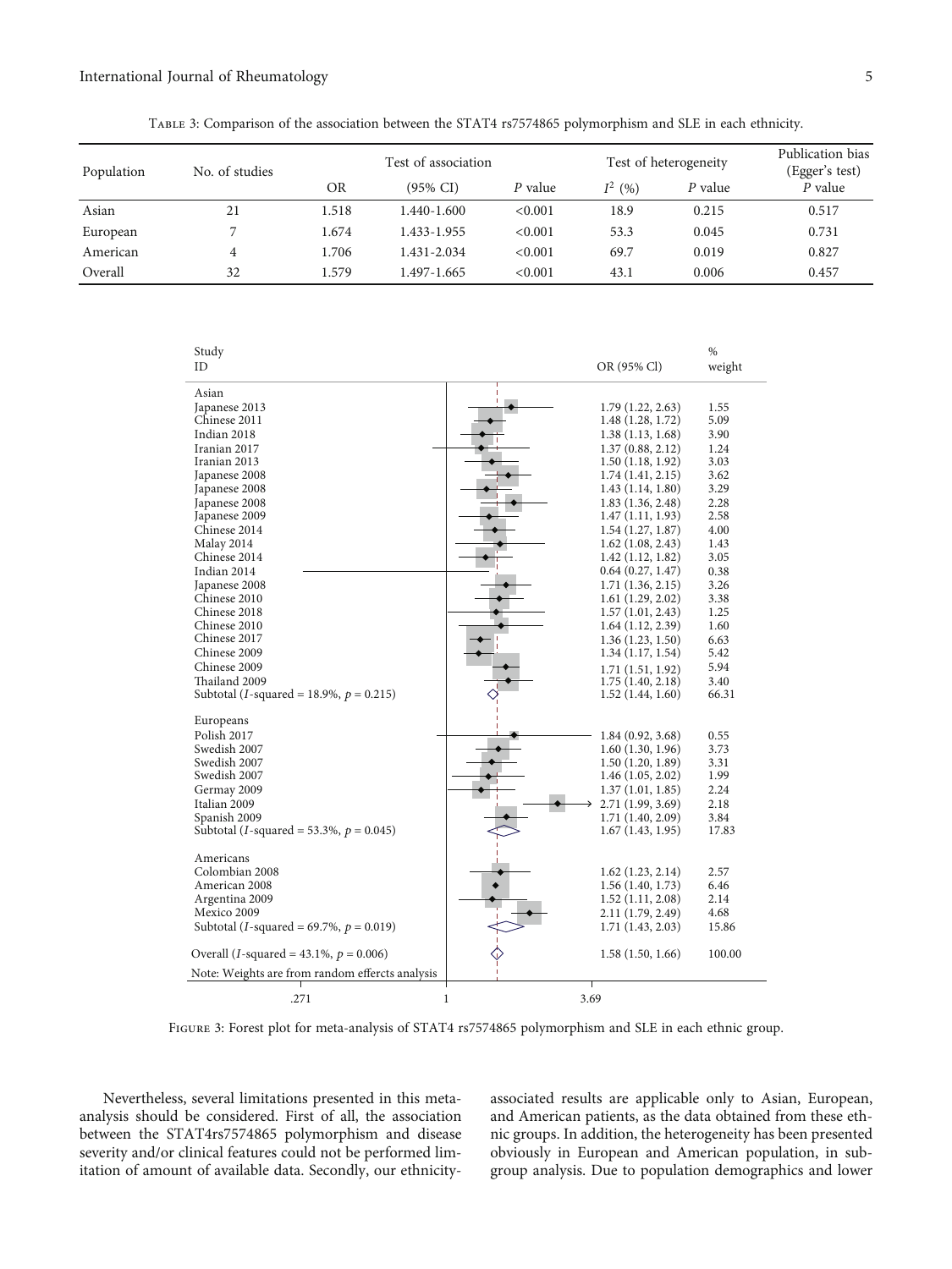Table 3: Comparison of the association between the STAT4 rs7574865 polymorphism and SLE in each ethnicity.

| Population | No. of studies | Test of association | | | Test of heterogeneity | | Publication bias (Egger's test) |
|---|---|---|---|---|---|---|---|
| | | OR | (95% CI) | $P$ value | $I^2$ (%) | $P$ value | $P$ value |
| Asian | 21 | 1.518 | 1.440-1.600 | <0.001 | 18.9 | 0.215 | 0.517 |
| European | 7 | 1.674 | 1.433-1.955 | <0.001 | 53.3 | 0.045 | 0.731 |
| American | 4 | 1.706 | 1.431-2.034 | <0.001 | 69.7 | 0.019 | 0.827 |
| Overall | 32 | 1.579 | 1.497-1.665 | <0.001 | 43.1 | 0.006 | 0.457 |

| Study ID | OR (95% CI) | % weight |
|---|---|---|
| **Asian** | | |
| Japanese 2013 | 1.79 (1.22, 2.63) | 1.55 |
| Chinese 2011 | 1.48 (1.28, 1.72) | 5.09 |
| Indian 2018 | 1.38 (1.13, 1.68) | 3.90 |
| Iranian 2017 | 1.37 (0.88, 2.12) | 1.24 |
| Iranian 2013 | 1.50 (1.18, 1.92) | 3.03 |
| Japanese 2008 | 1.74 (1.41, 2.15) | 3.62 |
| Japanese 2008 | 1.43 (1.14, 1.80) | 3.29 |
| Japanese 2008 | 1.83 (1.36, 2.48) | 2.28 |
| Japanese 2009 | 1.47 (1.11, 1.93) | 2.58 |
| Chinese 2014 | 1.54 (1.27, 1.87) | 4.00 |
| Malay 2014 | 1.62 (1.08, 2.43) | 1.43 |
| Chinese 2014 | 1.42 (1.12, 1.82) | 3.05 |
| Indian 2014 | 0.64 (0.27, 1.47) | 0.38 |
| Japanese 2008 | 1.71 (1.36, 2.15) | 3.26 |
| Chinese 2010 | 1.61 (1.29, 2.02) | 3.38 |
| Chinese 2018 | 1.57 (1.01, 2.43) | 1.25 |
| Chinese 2010 | 1.64 (1.12, 2.39) | 1.60 |
| Chinese 2017 | 1.36 (1.23, 1.50) | 6.63 |
| Chinese 2009 | 1.34 (1.17, 1.54) | 5.42 |
| Chinese 2009 | 1.71 (1.51, 1.92) | 5.94 |
| Thailand 2009 | 1.75 (1.40, 2.18) | 3.40 |
| Subtotal (*I*-squared = 18.9%, $p = 0.215$) | 1.52 (1.44, 1.60) | 66.31 |
| **Europeans** | | |
| Polish 2017 | 1.84 (0.92, 3.68) | 0.55 |
| Swedish 2007 | 1.60 (1.30, 1.96) | 3.73 |
| Swedish 2007 | 1.50 (1.20, 1.89) | 3.31 |
| Swedish 2007 | 1.46 (1.05, 2.02) | 1.99 |
| Germay 2009 | 1.37 (1.01, 1.85) | 2.24 |
| Italian 2009 | 2.71 (1.99, 3.69) | 2.18 |
| Spanish 2009 | 1.71 (1.40, 2.09) | 3.84 |
| Subtotal (*I*-squared = 53.3%, $p = 0.045$) | 1.67 (1.43, 1.95) | 17.83 |
| **Americans** | | |
| Colombian 2008 | 1.62 (1.23, 2.14) | 2.57 |
| American 2008 | 1.56 (1.40, 1.73) | 6.46 |
| Argentina 2009 | 1.52 (1.11, 2.08) | 2.14 |
| Mexico 2009 | 2.11 (1.79, 2.49) | 4.68 |
| Subtotal (*I*-squared = 69.7%, $p = 0.019$) | 1.71 (1.43, 2.03) | 15.86 |
| Overall (*I*-squared = 43.1%, $p = 0.006$) | 1.58 (1.50, 1.66) | 100.00 |

Note: Weights are from random effercts analysis

Figure 3: Forest plot for meta-analysis of STAT4 rs7574865 polymorphism and SLE in each ethnic group.

Nevertheless, several limitations presented in this meta-analysis should be considered. First of all, the association between the STAT4rs7574865 polymorphism and disease severity and/or clinical features could not be performed limitation of amount of available data. Secondly, our ethnicity-associated results are applicable only to Asian, European, and American patients, as the data obtained from these ethnic groups. In addition, the heterogeneity has been presented obviously in European and American population, in subgroup analysis. Due to population demographics and lower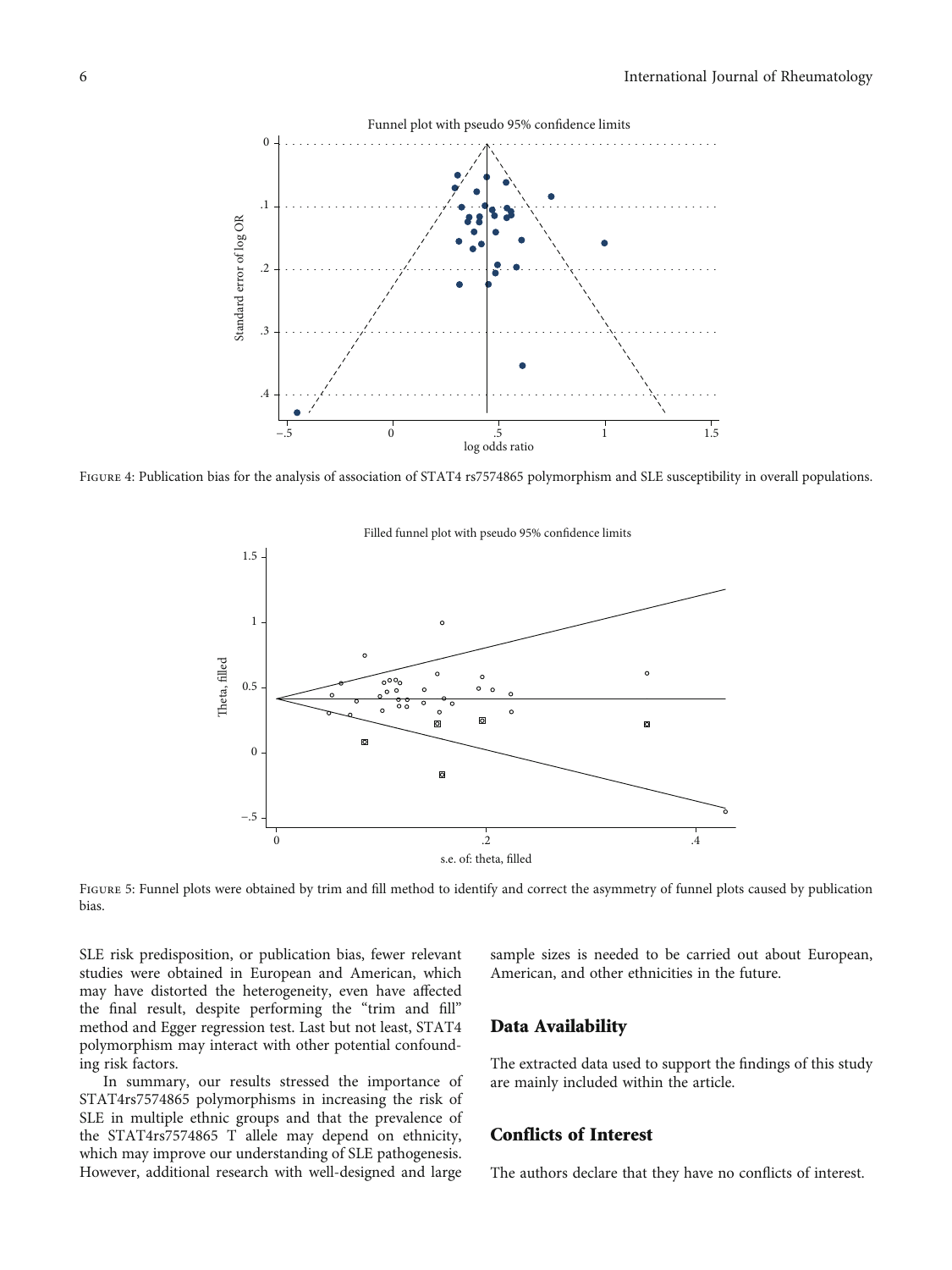Figure 4: Publication bias for the analysis of association of STAT4 rs7574865 polymorphism and SLE susceptibility in overall populations.

Figure 5: Funnel plots were obtained by trim and fill method to identify and correct the asymmetry of funnel plots caused by publication bias.

SLE risk predisposition, or publication bias, fewer relevant studies were obtained in European and American, which may have distorted the heterogeneity, even have affected the final result, despite performing the "trim and fill" method and Egger regression test. Last but not least, STAT4 polymorphism may interact with other potential confounding risk factors.

In summary, our results stressed the importance of STAT4rs7574865 polymorphisms in increasing the risk of SLE in multiple ethnic groups and that the prevalence of the STAT4rs7574865 T allele may depend on ethnicity, which may improve our understanding of SLE pathogenesis. However, additional research with well-designed and large sample sizes is needed to be carried out about European, American, and other ethnicities in the future.

## Data Availability

The extracted data used to support the findings of this study are mainly included within the article.

## Conflicts of Interest

The authors declare that they have no conflicts of interest.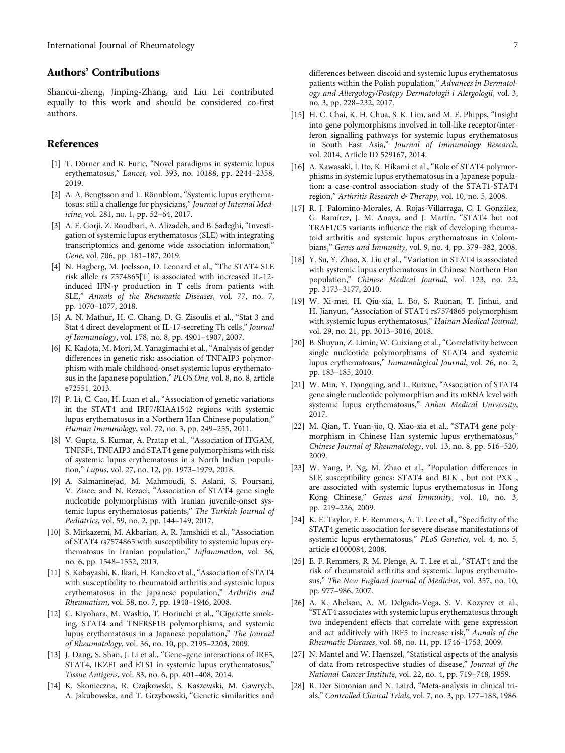## Authors' Contributions

Shancui-zheng, Jinping-Zhang, and Liu Lei contributed equally to this work and should be considered co-first authors.

## References

- [1] T. Dörner and R. Furie, "Novel paradigms in systemic lupus erythematosus," *Lancet*, vol. 393, no. 10188, pp. 2244–2358, 2019.
- [2] A. A. Bengtsson and L. Rönnblom, "Systemic lupus erythematosus: still a challenge for physicians," *Journal of Internal Medicine*, vol. 281, no. 1, pp. 52–64, 2017.
- [3] A. E. Gorji, Z. Roudbari, A. Alizadeh, and B. Sadeghi, "Investigation of systemic lupus erythematosus (SLE) with integrating transcriptomics and genome wide association information," *Gene*, vol. 706, pp. 181–187, 2019.
- [4] N. Hagberg, M. Joelsson, D. Leonard et al., "The STAT4 SLE risk allele rs 7574865[T] is associated with increased IL-12-induced IFN-$\gamma$ production in T cells from patients with SLE," *Annals of the Rheumatic Diseases*, vol. 77, no. 7, pp. 1070–1077, 2018.
- [5] A. N. Mathur, H. C. Chang, D. G. Zisoulis et al., "Stat 3 and Stat 4 direct development of IL-17-secreting Th cells," *Journal of Immunology*, vol. 178, no. 8, pp. 4901–4907, 2007.
- [6] K. Kadota, M. Mori, M. Yanagimachi et al., "Analysis of gender differences in genetic risk: association of TNFAIP3 polymorphism with male childhood-onset systemic lupus erythematosus in the Japanese population," *PLOS One*, vol. 8, no. 8, article e72551, 2013.
- [7] P. Li, C. Cao, H. Luan et al., "Association of genetic variations in the STAT4 and IRF7/KIAA1542 regions with systemic lupus erythematosus in a Northern Han Chinese population," *Human Immunology*, vol. 72, no. 3, pp. 249–255, 2011.
- [8] V. Gupta, S. Kumar, A. Pratap et al., "Association of ITGAM, TNFSF4, TNFAIP3 and STAT4 gene polymorphisms with risk of systemic lupus erythematosus in a North Indian population," *Lupus*, vol. 27, no. 12, pp. 1973–1979, 2018.
- [9] A. Salmaninejad, M. Mahmoudi, S. Aslani, S. Poursani, V. Ziaee, and N. Rezaei, "Association of STAT4 gene single nucleotide polymorphisms with Iranian juvenile-onset systemic lupus erythematosus patients," *The Turkish Journal of Pediatrics*, vol. 59, no. 2, pp. 144–149, 2017.
- [10] S. Mirkazemi, M. Akbarian, A. R. Jamshidi et al., "Association of STAT4 rs7574865 with susceptibility to systemic lupus erythematosus in Iranian population," *Inflammation*, vol. 36, no. 6, pp. 1548–1552, 2013.
- [11] S. Kobayashi, K. Ikari, H. Kaneko et al., "Association of STAT4 with susceptibility to rheumatoid arthritis and systemic lupus erythematosus in the Japanese population," *Arthritis and Rheumatism*, vol. 58, no. 7, pp. 1940–1946, 2008.
- [12] C. Kiyohara, M. Washio, T. Horiuchi et al., "Cigarette smoking, STAT4 and TNFRSF1B polymorphisms, and systemic lupus erythematosus in a Japanese population," *The Journal of Rheumatology*, vol. 36, no. 10, pp. 2195–2203, 2009.
- [13] J. Dang, S. Shan, J. Li et al., "Gene–gene interactions of IRF5, STAT4, IKZF1 and ETS1 in systemic lupus erythematosus," *Tissue Antigens*, vol. 83, no. 6, pp. 401–408, 2014.
- [14] K. Skonieczna, R. Czajkowski, S. Kaszewski, M. Gawrych, A. Jakubowska, and T. Grzybowski, "Genetic similarities and differences between discoid and systemic lupus erythematosus patients within the Polish population," *Advances in Dermatology and Allergology/Postępy Dermatologii i Alergologii*, vol. 3, no. 3, pp. 228–232, 2017.
- [15] H. C. Chai, K. H. Chua, S. K. Lim, and M. E. Phipps, "Insight into gene polymorphisms involved in toll-like receptor/interferon signalling pathways for systemic lupus erythematosus in South East Asia," *Journal of Immunology Research*, vol. 2014, Article ID 529167, 2014.
- [16] A. Kawasaki, I. Ito, K. Hikami et al., "Role of STAT4 polymorphisms in systemic lupus erythematosus in a Japanese population: a case-control association study of the STAT1-STAT4 region," *Arthritis Research & Therapy*, vol. 10, no. 5, 2008.
- [17] R. J. Palomino-Morales, A. Rojas-Villarraga, C. I. González, G. Ramírez, J. M. Anaya, and J. Martín, "STAT4 but not TRAF1/C5 variants influence the risk of developing rheumatoid arthritis and systemic lupus erythematosus in Colombians," *Genes and Immunity*, vol. 9, no. 4, pp. 379–382, 2008.
- [18] Y. Su, Y. Zhao, X. Liu et al., "Variation in STAT4 is associated with systemic lupus erythematosus in Chinese Northern Han population," *Chinese Medical Journal*, vol. 123, no. 22, pp. 3173–3177, 2010.
- [19] W. Xi-mei, H. Qiu-xia, L. Bo, S. Ruonan, T. Jinhui, and H. Jianyun, "Association of STAT4 rs7574865 polymorphism with systemic lupus erythematosus," *Hainan Medical Journal*, vol. 29, no. 21, pp. 3013–3016, 2018.
- [20] B. Shuyun, Z. Limin, W. Cuixiang et al., "Correlativity between single nucleotide polymorphisms of STAT4 and systemic lupus erythematosus," *Immunological Journal*, vol. 26, no. 2, pp. 183–185, 2010.
- [21] W. Min, Y. Dongqing, and L. Ruixue, "Association of STAT4 gene single nucleotide polymorphism and its mRNA level with systemic lupus erythematosus," *Anhui Medical University*, 2017.
- [22] M. Qian, T. Yuan-jio, Q. Xiao-xia et al., "STAT4 gene polymorphism in Chinese Han systemic lupus erythematosus," *Chinese Journal of Rheumatology*, vol. 13, no. 8, pp. 516–520, 2009.
- [23] W. Yang, P. Ng, M. Zhao et al., "Population differences in SLE susceptibility genes: STAT4 and BLK , but not PXK , are associated with systemic lupus erythematosus in Hong Kong Chinese," *Genes and Immunity*, vol. 10, no. 3, pp. 219–226, 2009.
- [24] K. E. Taylor, E. F. Remmers, A. T. Lee et al., "Specificity of the STAT4 genetic association for severe disease manifestations of systemic lupus erythematosus," *PLoS Genetics*, vol. 4, no. 5, article e1000084, 2008.
- [25] E. F. Remmers, R. M. Plenge, A. T. Lee et al., "STAT4 and the risk of rheumatoid arthritis and systemic lupus erythematosus," *The New England Journal of Medicine*, vol. 357, no. 10, pp. 977–986, 2007.
- [26] A. K. Abelson, A. M. Delgado-Vega, S. V. Kozyrev et al., "STAT4 associates with systemic lupus erythematosus through two independent effects that correlate with gene expression and act additively with IRF5 to increase risk," *Annals of the Rheumatic Diseases*, vol. 68, no. 11, pp. 1746–1753, 2009.
- [27] N. Mantel and W. Haenszel, "Statistical aspects of the analysis of data from retrospective studies of disease," *Journal of the National Cancer Institute*, vol. 22, no. 4, pp. 719–748, 1959.
- [28] R. Der Simonian and N. Laird, "Meta-analysis in clinical trials," *Controlled Clinical Trials*, vol. 7, no. 3, pp. 177–188, 1986.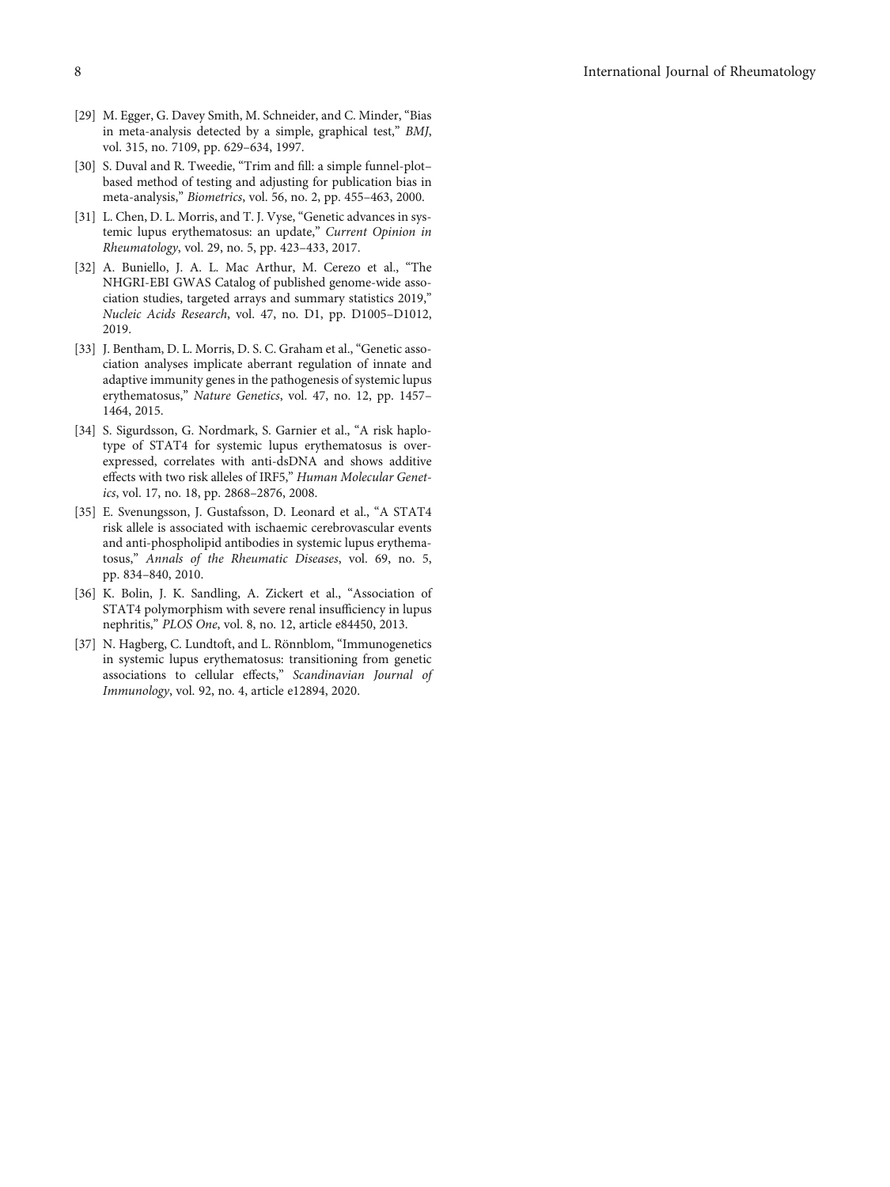[29] M. Egger, G. Davey Smith, M. Schneider, and C. Minder, "Bias in meta-analysis detected by a simple, graphical test," *BMJ*, vol. 315, no. 7109, pp. 629–634, 1997.

[30] S. Duval and R. Tweedie, "Trim and fill: a simple funnel-plot–based method of testing and adjusting for publication bias in meta-analysis," *Biometrics*, vol. 56, no. 2, pp. 455–463, 2000.

[31] L. Chen, D. L. Morris, and T. J. Vyse, "Genetic advances in systemic lupus erythematosus: an update," *Current Opinion in Rheumatology*, vol. 29, no. 5, pp. 423–433, 2017.

[32] A. Buniello, J. A. L. Mac Arthur, M. Cerezo et al., "The NHGRI-EBI GWAS Catalog of published genome-wide association studies, targeted arrays and summary statistics 2019," *Nucleic Acids Research*, vol. 47, no. D1, pp. D1005–D1012, 2019.

[33] J. Bentham, D. L. Morris, D. S. C. Graham et al., "Genetic association analyses implicate aberrant regulation of innate and adaptive immunity genes in the pathogenesis of systemic lupus erythematosus," *Nature Genetics*, vol. 47, no. 12, pp. 1457–1464, 2015.

[34] S. Sigurdsson, G. Nordmark, S. Garnier et al., "A risk haplotype of STAT4 for systemic lupus erythematosus is over-expressed, correlates with anti-dsDNA and shows additive effects with two risk alleles of IRF5," *Human Molecular Genetics*, vol. 17, no. 18, pp. 2868–2876, 2008.

[35] E. Svenungsson, J. Gustafsson, D. Leonard et al., "A STAT4 risk allele is associated with ischaemic cerebrovascular events and anti-phospholipid antibodies in systemic lupus erythematosus," *Annals of the Rheumatic Diseases*, vol. 69, no. 5, pp. 834–840, 2010.

[36] K. Bolin, J. K. Sandling, A. Zickert et al., "Association of STAT4 polymorphism with severe renal insufficiency in lupus nephritis," *PLOS One*, vol. 8, no. 12, article e84450, 2013.

[37] N. Hagberg, C. Lundtoft, and L. Rönnblom, "Immunogenetics in systemic lupus erythematosus: transitioning from genetic associations to cellular effects," *Scandinavian Journal of Immunology*, vol. 92, no. 4, article e12894, 2020.